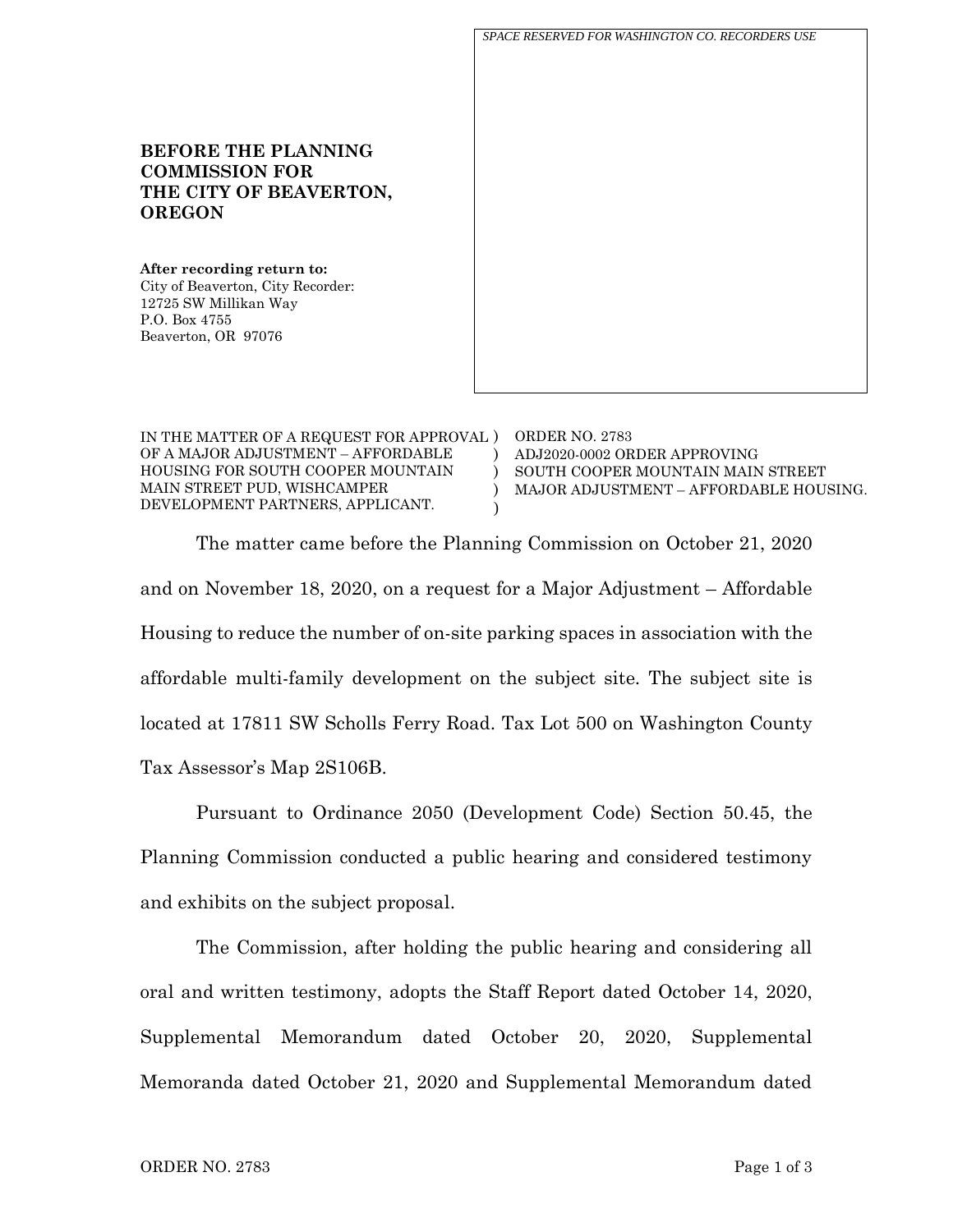*SPACE RESERVED FOR WASHINGTON CO. RECORDERS USE*

**BEFORE THE PLANNING COMMISSION FOR THE CITY OF BEAVERTON, OREGON**

**After recording return to:**
City of Beaverton, City Recorder:
12725 SW Millikan Way
P.O. Box 4755
Beaverton, OR 97076

| | | |
|---|---|---|
| IN THE MATTER OF A REQUEST FOR APPROVAL OF A MAJOR ADJUSTMENT – AFFORDABLE HOUSING FOR SOUTH COOPER MOUNTAIN MAIN STREET PUD, WISHCAMPER DEVELOPMENT PARTNERS, APPLICANT. | ) ) ) ) ) | ORDER NO. 2783 ADJ2020-0002 ORDER APPROVING SOUTH COOPER MOUNTAIN MAIN STREET MAJOR ADJUSTMENT – AFFORDABLE HOUSING. |

The matter came before the Planning Commission on October 21, 2020 and on November 18, 2020, on a request for a Major Adjustment – Affordable Housing to reduce the number of on-site parking spaces in association with the affordable multi-family development on the subject site. The subject site is located at 17811 SW Scholls Ferry Road. Tax Lot 500 on Washington County Tax Assessor's Map 2S106B.

Pursuant to Ordinance 2050 (Development Code) Section 50.45, the Planning Commission conducted a public hearing and considered testimony and exhibits on the subject proposal.

The Commission, after holding the public hearing and considering all oral and written testimony, adopts the Staff Report dated October 14, 2020, Supplemental Memorandum dated October 20, 2020, Supplemental Memoranda dated October 21, 2020 and Supplemental Memorandum dated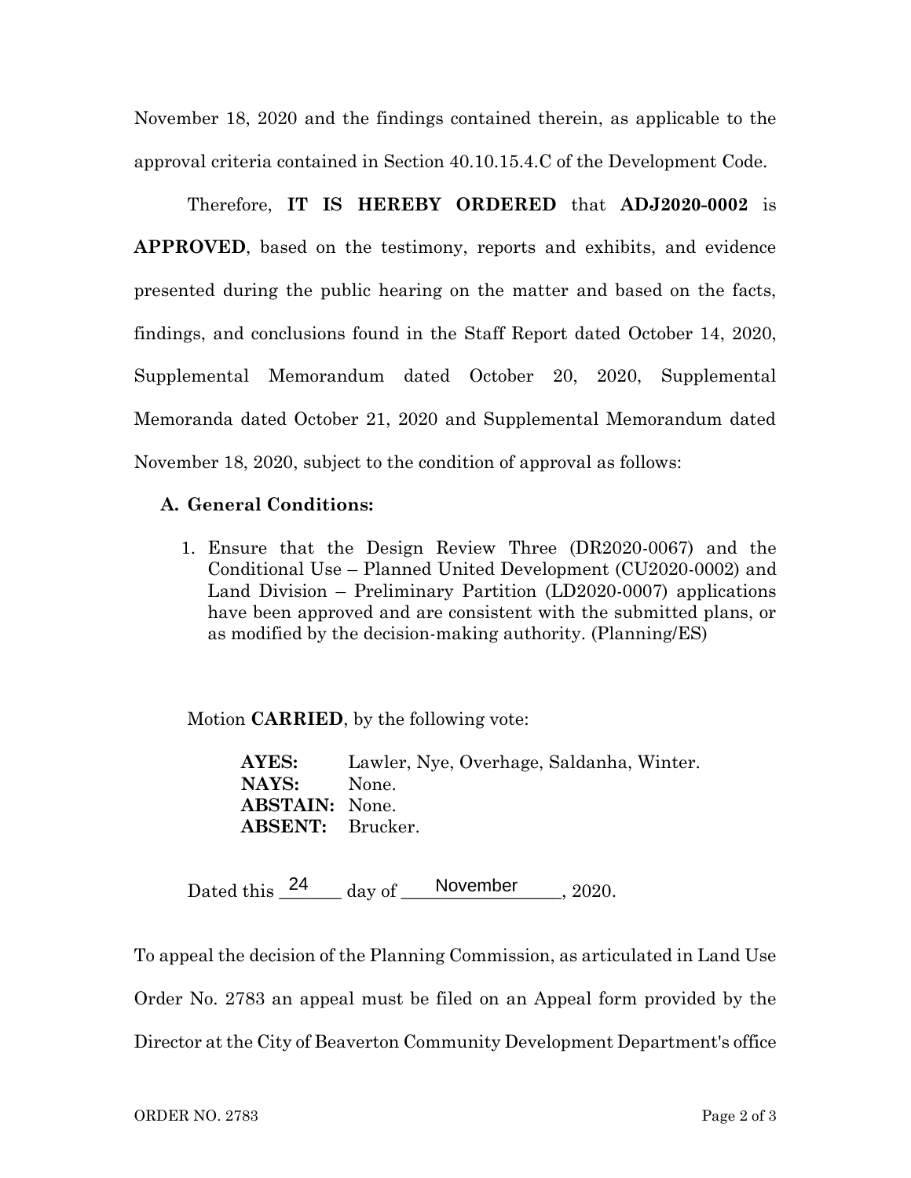November 18, 2020 and the findings contained therein, as applicable to the approval criteria contained in Section 40.10.15.4.C of the Development Code.

Therefore, **IT IS HEREBY ORDERED** that **ADJ2020-0002** is **APPROVED**, based on the testimony, reports and exhibits, and evidence presented during the public hearing on the matter and based on the facts, findings, and conclusions found in the Staff Report dated October 14, 2020, Supplemental Memorandum dated October 20, 2020, Supplemental Memoranda dated October 21, 2020 and Supplemental Memorandum dated November 18, 2020, subject to the condition of approval as follows:

**A. General Conditions:**

1. Ensure that the Design Review Three (DR2020-0067) and the Conditional Use – Planned United Development (CU2020-0002) and Land Division – Preliminary Partition (LD2020-0007) applications have been approved and are consistent with the submitted plans, or as modified by the decision-making authority. (Planning/ES)

Motion **CARRIED**, by the following vote:

**AYES:** Lawler, Nye, Overhage, Saldanha, Winter.
**NAYS:** None.
**ABSTAIN:** None.
**ABSENT:** Brucker.

Dated this 24 day of November, 2020.

To appeal the decision of the Planning Commission, as articulated in Land Use Order No. 2783 an appeal must be filed on an Appeal form provided by the Director at the City of Beaverton Community Development Department's office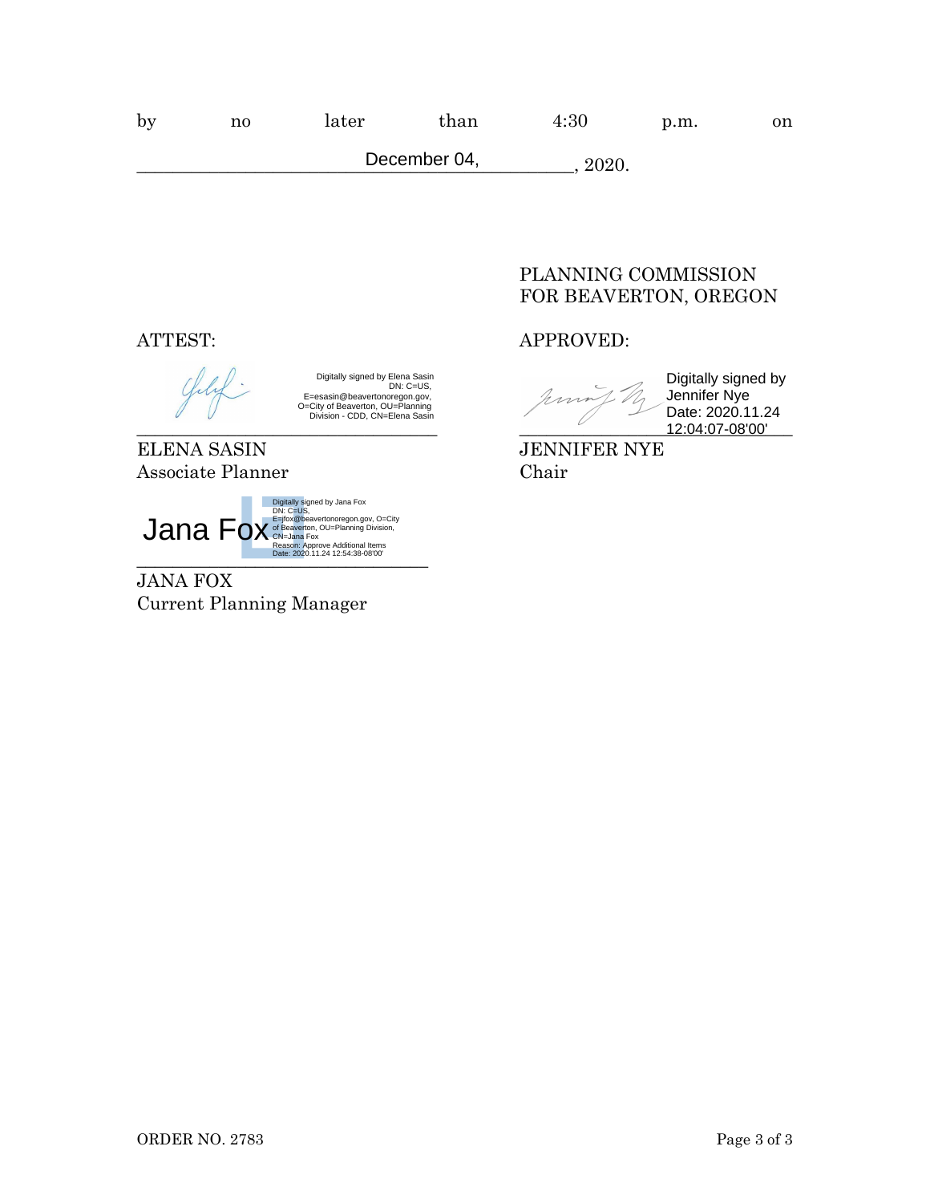by no later than 4:30 p.m. on December 04, 2020.

PLANNING COMMISSION
FOR BEAVERTON, OREGON

ATTEST:

Digitally signed by Elena Sasin
DN: C=US, E=esasin@beavertonoregon.gov, O=City of Beaverton, OU=Planning Division - CDD, CN=Elena Sasin

ELENA SASIN
Associate Planner

Jana Fox

Digitally signed by Jana Fox
DN: C=US, E=jfox@beavertonoregon.gov, O=City of Beaverton, OU=Planning Division, CN=Jana Fox
Reason: Approve Additional Items
Date: 2020.11.24 12:54:38-08'00'

JANA FOX
Current Planning Manager

APPROVED:

Digitally signed by Jennifer Nye
Date: 2020.11.24 12:04:07-08'00'

JENNIFER NYE
Chair

ORDER NO. 2783